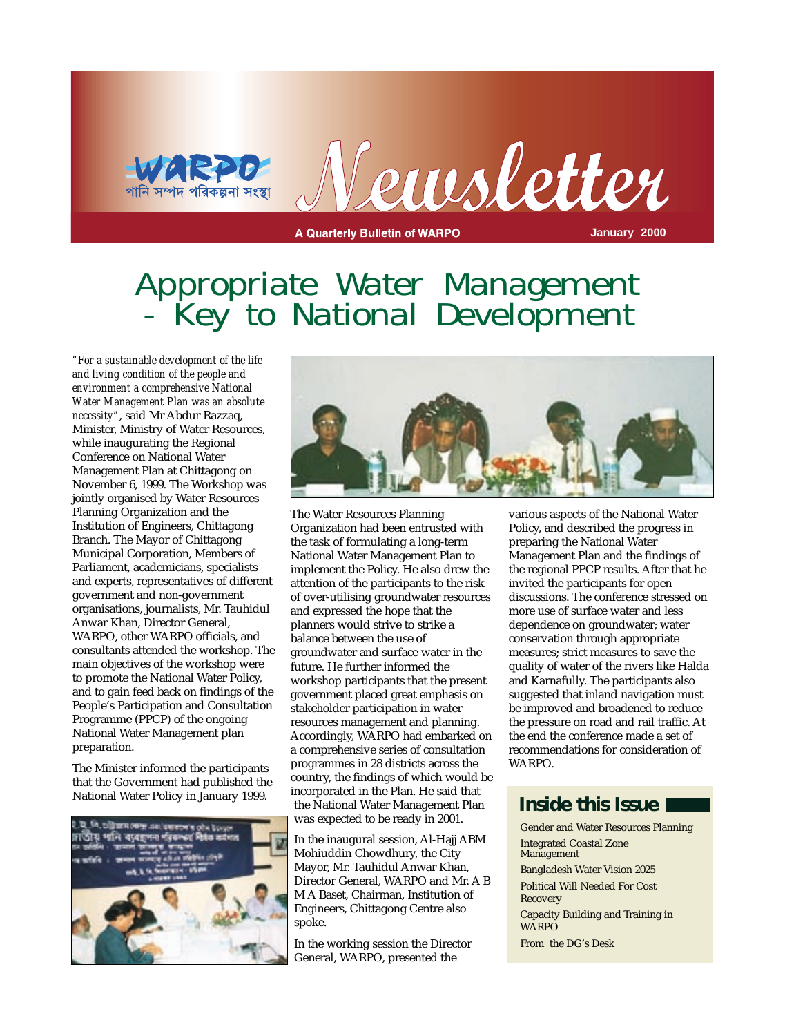WARPO পানি সম্পদ পরিকল্পনা সংস্থা

# Newsletter

A Quarterly Bulletin of WARPO — January 2000

# Appropriate Water Management - Key to National Development

*"For a sustainable development of the life and living condition of the people and environment a comprehensive National Water Management Plan was an absolute necessity"*, said Mr Abdur Razzaq, Minister, Ministry of Water Resources, while inaugurating the Regional Conference on National Water Management Plan at Chittagong on November 6, 1999. The Workshop was jointly organised by Water Resources Planning Organization and the Institution of Engineers, Chittagong Branch. The Mayor of Chittagong Municipal Corporation, Members of Parliament, academicians, specialists and experts, representatives of different government and non-government organisations, journalists, Mr. Tauhidul Anwar Khan, Director General, WARPO, other WARPO officials, and consultants attended the workshop. The main objectives of the workshop were to promote the National Water Policy, and to gain feed back on findings of the People's Participation and Consultation Programme (PPCP) of the ongoing National Water Management plan preparation.

The Minister informed the participants that the Government had published the National Water Policy in January 1999. The Water Resources Planning Organization had been entrusted with the task of formulating a long-term National Water Management Plan to implement the Policy. He also drew the attention of the participants to the risk of over-utilising groundwater resources and expressed the hope that the planners would strive to strike a balance between the use of groundwater and surface water in the future. He further informed the workshop participants that the present government placed great emphasis on stakeholder participation in water resources management and planning. Accordingly, WARPO had embarked on a comprehensive series of consultation programmes in 28 districts across the country, the findings of which would be incorporated in the Plan. He said that the National Water Management Plan was expected to be ready in 2001.

In the inaugural session, Al-Hajj ABM Mohiuddin Chowdhury, the City Mayor, Mr. Tauhidul Anwar Khan, Director General, WARPO and Mr. A B M A Baset, Chairman, Institution of Engineers, Chittagong Centre also spoke.

In the working session the Director General, WARPO, presented the various aspects of the National Water Policy, and described the progress in preparing the National Water Management Plan and the findings of the regional PPCP results. After that he invited the participants for open discussions. The conference stressed on more use of surface water and less dependence on groundwater; water conservation through appropriate measures; strict measures to save the quality of water of the rivers like Halda and Karnafully. The participants also suggested that inland navigation must be improved and broadened to reduce the pressure on road and rail traffic. At the end the conference made a set of recommendations for consideration of WARPO.

## Inside this Issue

- Gender and Water Resources Planning
- Integrated Coastal Zone Management
- Bangladesh Water Vision 2025
- Political Will Needed For Cost Recovery
- Capacity Building and Training in WARPO
- From the DG's Desk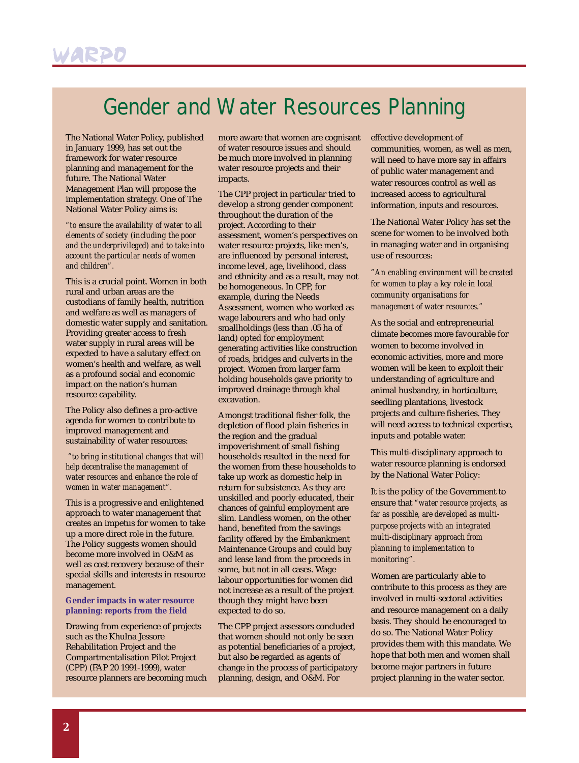# Gender and Water Resources Planning

The National Water Policy, published in January 1999, has set out the framework for water resource planning and management for the future. The National Water Management Plan will propose the implementation strategy. One of The National Water Policy aims is:

*"to ensure the availability of water to all elements of society (including the poor and the underprivileged) and to take into account the particular needs of women and children".*

This is a crucial point. Women in both rural and urban areas are the custodians of family health, nutrition and welfare as well as managers of domestic water supply and sanitation. Providing greater access to fresh water supply in rural areas will be expected to have a salutary effect on women's health and welfare, as well as a profound social and economic impact on the nation's human resource capability.

The Policy also defines a pro-active agenda for women to contribute to improved management and sustainability of water resources:

*"to bring institutional changes that will help decentralise the management of water resources and enhance the role of women in water management".*

This is a progressive and enlightened approach to water management that creates an impetus for women to take up a more direct role in the future. The Policy suggests women should become more involved in O&M as well as cost recovery because of their special skills and interests in resource management.

### Gender impacts in water resource planning: reports from the field

Drawing from experience of projects such as the Khulna Jessore Rehabilitation Project and the Compartmentalisation Pilot Project (CPP) (FAP 20 1991-1999), water resource planners are becoming much more aware that women are cognisant of water resource issues and should be much more involved in planning water resource projects and their impacts.

The CPP project in particular tried to develop a strong gender component throughout the duration of the project. According to their assessment, women's perspectives on water resource projects, like men's, are influenced by personal interest, income level, age, livelihood, class and ethnicity and as a result, may not be homogeneous. In CPP, for example, during the Needs Assessment, women who worked as wage labourers and who had only smallholdings (less than .05 ha of land) opted for employment generating activities like construction of roads, bridges and culverts in the project. Women from larger farm holding households gave priority to improved drainage through khal excavation.

Amongst traditional fisher folk, the depletion of flood plain fisheries in the region and the gradual impoverishment of small fishing households resulted in the need for the women from these households to take up work as domestic help in return for subsistence. As they are unskilled and poorly educated, their chances of gainful employment are slim. Landless women, on the other hand, benefited from the savings facility offered by the Embankment Maintenance Groups and could buy and lease land from the proceeds in some, but not in all cases. Wage labour opportunities for women did not increase as a result of the project though they might have been expected to do so.

The CPP project assessors concluded that women should not only be seen as potential beneficiaries of a project, but also be regarded as agents of change in the process of participatory planning, design, and O&M. For effective development of communities, women, as well as men, will need to have more say in affairs of public water management and water resources control as well as increased access to agricultural information, inputs and resources.

The National Water Policy has set the scene for women to be involved both in managing water and in organising use of resources:

*"An enabling environment will be created for women to play a key role in local community organisations for management of water resources."*

As the social and entrepreneurial climate becomes more favourable for women to become involved in economic activities, more and more women will be keen to exploit their understanding of agriculture and animal husbandry, in horticulture, seedling plantations, livestock projects and culture fisheries. They will need access to technical expertise, inputs and potable water.

This multi-disciplinary approach to water resource planning is endorsed by the National Water Policy:

It is the policy of the Government to ensure that *"water resource projects, as far as possible, are developed as multi-purpose projects with an integrated multi-disciplinary approach from planning to implementation to monitoring".*

Women are particularly able to contribute to this process as they are involved in multi-sectoral activities and resource management on a daily basis. They should be encouraged to do so. The National Water Policy provides them with this mandate. We hope that both men and women shall become major partners in future project planning in the water sector.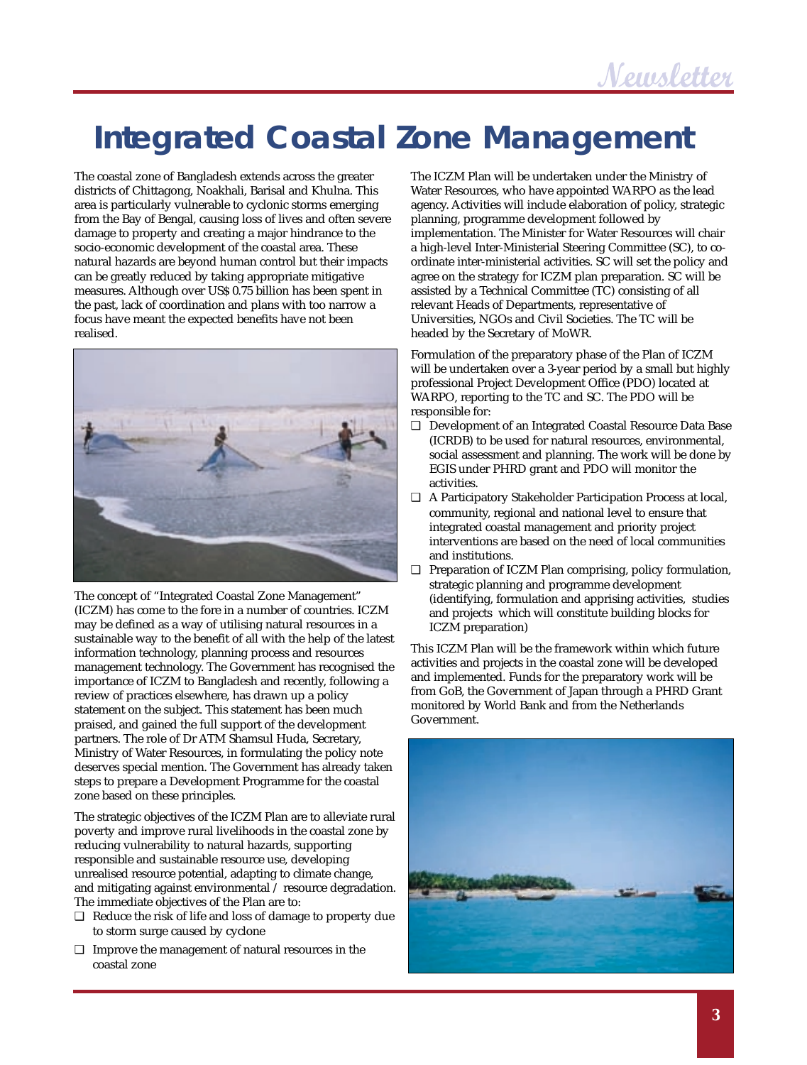# Integrated Coastal Zone Management

The coastal zone of Bangladesh extends across the greater districts of Chittagong, Noakhali, Barisal and Khulna. This area is particularly vulnerable to cyclonic storms emerging from the Bay of Bengal, causing loss of lives and often severe damage to property and creating a major hindrance to the socio-economic development of the coastal area. These natural hazards are beyond human control but their impacts can be greatly reduced by taking appropriate mitigative measures. Although over US$ 0.75 billion has been spent in the past, lack of coordination and plans with too narrow a focus have meant the expected benefits have not been realised.

The concept of "Integrated Coastal Zone Management" (ICZM) has come to the fore in a number of countries. ICZM may be defined as a way of utilising natural resources in a sustainable way to the benefit of all with the help of the latest information technology, planning process and resources management technology. The Government has recognised the importance of ICZM to Bangladesh and recently, following a review of practices elsewhere, has drawn up a policy statement on the subject. This statement has been much praised, and gained the full support of the development partners. The role of Dr ATM Shamsul Huda, Secretary, Ministry of Water Resources, in formulating the policy note deserves special mention. The Government has already taken steps to prepare a Development Programme for the coastal zone based on these principles.

The strategic objectives of the ICZM Plan are to alleviate rural poverty and improve rural livelihoods in the coastal zone by reducing vulnerability to natural hazards, supporting responsible and sustainable resource use, developing unrealised resource potential, adapting to climate change, and mitigating against environmental / resource degradation. The immediate objectives of the Plan are to:

- Reduce the risk of life and loss of damage to property due to storm surge caused by cyclone
- Improve the management of natural resources in the coastal zone

The ICZM Plan will be undertaken under the Ministry of Water Resources, who have appointed WARPO as the lead agency. Activities will include elaboration of policy, strategic planning, programme development followed by implementation. The Minister for Water Resources will chair a high-level Inter-Ministerial Steering Committee (SC), to co-ordinate inter-ministerial activities. SC will set the policy and agree on the strategy for ICZM plan preparation. SC will be assisted by a Technical Committee (TC) consisting of all relevant Heads of Departments, representative of Universities, NGOs and Civil Societies. The TC will be headed by the Secretary of MoWR.

Formulation of the preparatory phase of the Plan of ICZM will be undertaken over a 3-year period by a small but highly professional Project Development Office (PDO) located at WARPO, reporting to the TC and SC. The PDO will be responsible for:

- Development of an Integrated Coastal Resource Data Base (ICRDB) to be used for natural resources, environmental, social assessment and planning. The work will be done by EGIS under PHRD grant and PDO will monitor the activities.
- A Participatory Stakeholder Participation Process at local, community, regional and national level to ensure that integrated coastal management and priority project interventions are based on the need of local communities and institutions.
- Preparation of ICZM Plan comprising, policy formulation, strategic planning and programme development (identifying, formulation and apprising activities, studies and projects which will constitute building blocks for ICZM preparation)

This ICZM Plan will be the framework within which future activities and projects in the coastal zone will be developed and implemented. Funds for the preparatory work will be from GoB, the Government of Japan through a PHRD Grant monitored by World Bank and from the Netherlands Government.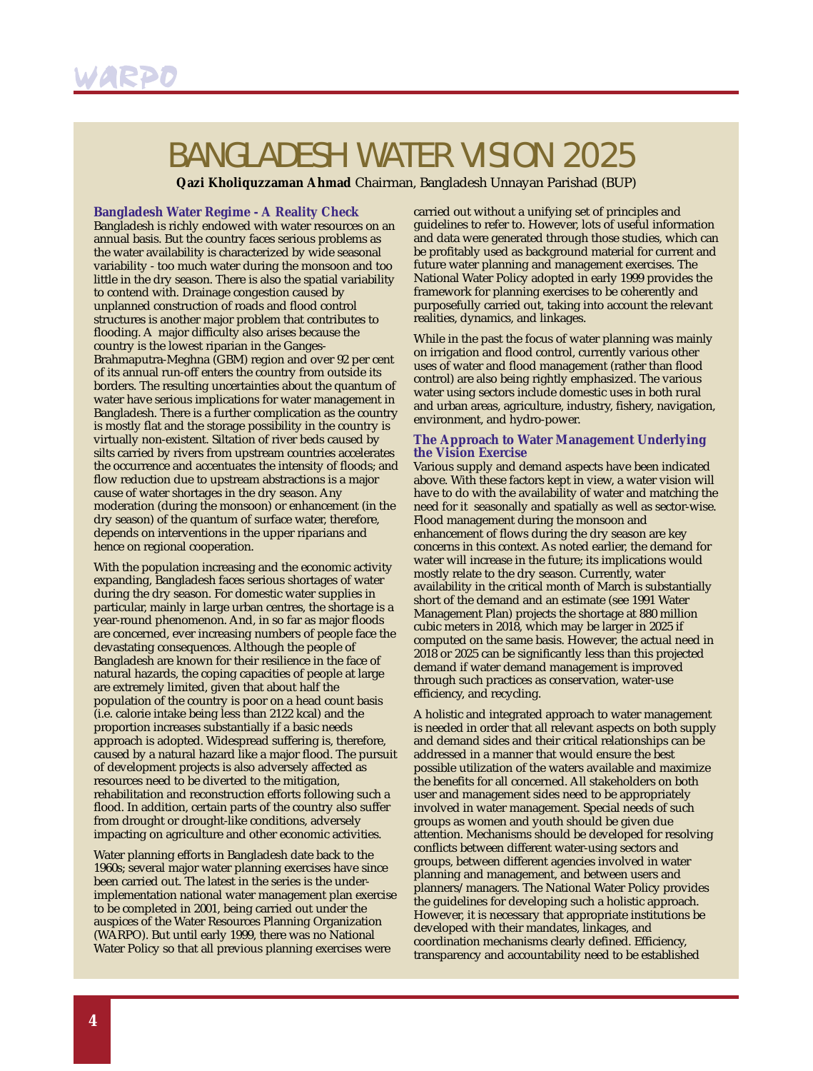# BANGLADESH WATER VISION 2025

**Qazi Kholiquzzaman Ahmad** Chairman, Bangladesh Unnayan Parishad (BUP)

### Bangladesh Water Regime - A Reality Check

Bangladesh is richly endowed with water resources on an annual basis. But the country faces serious problems as the water availability is characterized by wide seasonal variability - too much water during the monsoon and too little in the dry season. There is also the spatial variability to contend with. Drainage congestion caused by unplanned construction of roads and flood control structures is another major problem that contributes to flooding. A major difficulty also arises because the country is the lowest riparian in the Ganges-Brahmaputra-Meghna (GBM) region and over 92 per cent of its annual run-off enters the country from outside its borders. The resulting uncertainties about the quantum of water have serious implications for water management in Bangladesh. There is a further complication as the country is mostly flat and the storage possibility in the country is virtually non-existent. Siltation of river beds caused by silts carried by rivers from upstream countries accelerates the occurrence and accentuates the intensity of floods; and flow reduction due to upstream abstractions is a major cause of water shortages in the dry season. Any moderation (during the monsoon) or enhancement (in the dry season) of the quantum of surface water, therefore, depends on interventions in the upper riparians and hence on regional cooperation.

With the population increasing and the economic activity expanding, Bangladesh faces serious shortages of water during the dry season. For domestic water supplies in particular, mainly in large urban centres, the shortage is a year-round phenomenon. And, in so far as major floods are concerned, ever increasing numbers of people face the devastating consequences. Although the people of Bangladesh are known for their resilience in the face of natural hazards, the coping capacities of people at large are extremely limited, given that about half the population of the country is poor on a head count basis (i.e. calorie intake being less than 2122 kcal) and the proportion increases substantially if a basic needs approach is adopted. Widespread suffering is, therefore, caused by a natural hazard like a major flood. The pursuit of development projects is also adversely affected as resources need to be diverted to the mitigation, rehabilitation and reconstruction efforts following such a flood. In addition, certain parts of the country also suffer from drought or drought-like conditions, adversely impacting on agriculture and other economic activities.

Water planning efforts in Bangladesh date back to the 1960s; several major water planning exercises have since been carried out. The latest in the series is the under-implementation national water management plan exercise to be completed in 2001, being carried out under the auspices of the Water Resources Planning Organization (WARPO). But until early 1999, there was no National Water Policy so that all previous planning exercises were carried out without a unifying set of principles and guidelines to refer to. However, lots of useful information and data were generated through those studies, which can be profitably used as background material for current and future water planning and management exercises. The National Water Policy adopted in early 1999 provides the framework for planning exercises to be coherently and purposefully carried out, taking into account the relevant realities, dynamics, and linkages.

While in the past the focus of water planning was mainly on irrigation and flood control, currently various other uses of water and flood management (rather than flood control) are also being rightly emphasized. The various water using sectors include domestic uses in both rural and urban areas, agriculture, industry, fishery, navigation, environment, and hydro-power.

### The Approach to Water Management Underlying the Vision Exercise

Various supply and demand aspects have been indicated above. With these factors kept in view, a water vision will have to do with the availability of water and matching the need for it seasonally and spatially as well as sector-wise. Flood management during the monsoon and enhancement of flows during the dry season are key concerns in this context. As noted earlier, the demand for water will increase in the future; its implications would mostly relate to the dry season. Currently, water availability in the critical month of March is substantially short of the demand and an estimate (see 1991 Water Management Plan) projects the shortage at 880 million cubic meters in 2018, which may be larger in 2025 if computed on the same basis. However, the actual need in 2018 or 2025 can be significantly less than this projected demand if water demand management is improved through such practices as conservation, water-use efficiency, and recycling.

A holistic and integrated approach to water management is needed in order that all relevant aspects on both supply and demand sides and their critical relationships can be addressed in a manner that would ensure the best possible utilization of the waters available and maximize the benefits for all concerned. All stakeholders on both user and management sides need to be appropriately involved in water management. Special needs of such groups as women and youth should be given due attention. Mechanisms should be developed for resolving conflicts between different water-using sectors and groups, between different agencies involved in water planning and management, and between users and planners/managers. The National Water Policy provides the guidelines for developing such a holistic approach. However, it is necessary that appropriate institutions be developed with their mandates, linkages, and coordination mechanisms clearly defined. Efficiency, transparency and accountability need to be established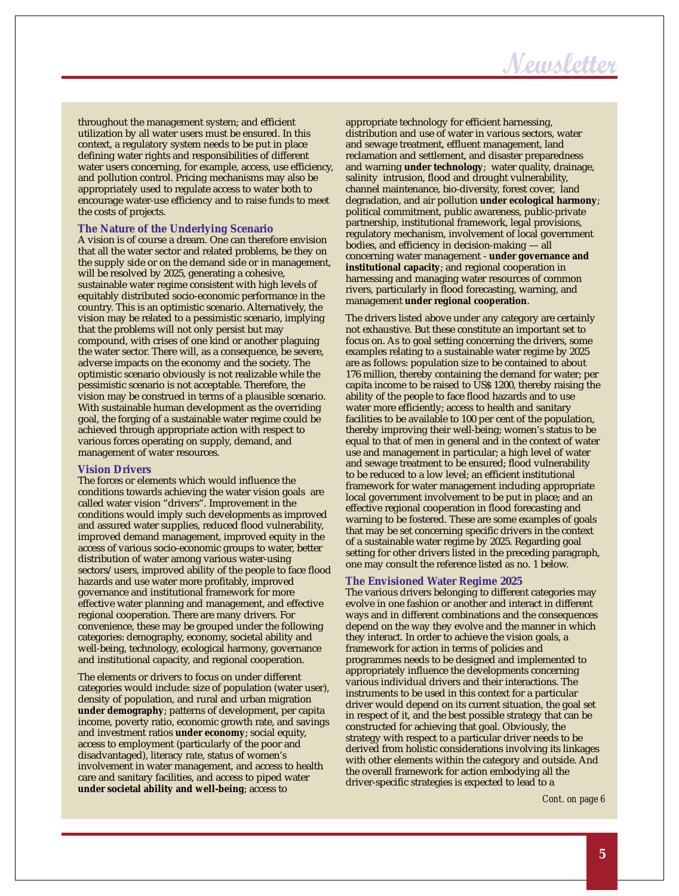throughout the management system; and efficient utilization by all water users must be ensured. In this context, a regulatory system needs to be put in place defining water rights and responsibilities of different water users concerning, for example, access, use efficiency, and pollution control. Pricing mechanisms may also be appropriately used to regulate access to water both to encourage water-use efficiency and to raise funds to meet the costs of projects.

### The Nature of the Underlying Scenario

A vision is of course a dream. One can therefore envision that all the water sector and related problems, be they on the supply side or on the demand side or in management, will be resolved by 2025, generating a cohesive, sustainable water regime consistent with high levels of equitably distributed socio-economic performance in the country. This is an optimistic scenario. Alternatively, the vision may be related to a pessimistic scenario, implying that the problems will not only persist but may compound, with crises of one kind or another plaguing the water sector. There will, as a consequence, be severe, adverse impacts on the economy and the society. The optimistic scenario obviously is not realizable while the pessimistic scenario is not acceptable. Therefore, the vision may be construed in terms of a plausible scenario. With sustainable human development as the overriding goal, the forging of a sustainable water regime could be achieved through appropriate action with respect to various forces operating on supply, demand, and management of water resources.

### Vision Drivers

The forces or elements which would influence the conditions towards achieving the water vision goals are called water vision "drivers". Improvement in the conditions would imply such developments as improved and assured water supplies, reduced flood vulnerability, improved demand management, improved equity in the access of various socio-economic groups to water, better distribution of water among various water-using sectors/users, improved ability of the people to face flood hazards and use water more profitably, improved governance and institutional framework for more effective water planning and management, and effective regional cooperation. There are many drivers. For convenience, these may be grouped under the following categories: demography, economy, societal ability and well-being, technology, ecological harmony, governance and institutional capacity, and regional cooperation.

The elements or drivers to focus on under different categories would include: size of population (water user), density of population, and rural and urban migration **under demography**; patterns of development, per capita income, poverty ratio, economic growth rate, and savings and investment ratios **under economy**; social equity, access to employment (particularly of the poor and disadvantaged), literacy rate, status of women's involvement in water management, and access to health care and sanitary facilities, and access to piped water **under societal ability and well-being**; access to appropriate technology for efficient harnessing, distribution and use of water in various sectors, water and sewage treatment, effluent management, land reclamation and settlement, and disaster preparedness and warning **under technology**; water quality, drainage, salinity intrusion, flood and drought vulnerability, channel maintenance, bio-diversity, forest cover, land degradation, and air pollution **under ecological harmony**; political commitment, public awareness, public-private partnership, institutional framework, legal provisions, regulatory mechanism, involvement of local government bodies, and efficiency in decision-making — all concerning water management - **under governance and institutional capacity**; and regional cooperation in harnessing and managing water resources of common rivers, particularly in flood forecasting, warning, and management **under regional cooperation**.

The drivers listed above under any category are certainly not exhaustive. But these constitute an important set to focus on. As to goal setting concerning the drivers, some examples relating to a sustainable water regime by 2025 are as follows: population size to be contained to about 176 million, thereby containing the demand for water; per capita income to be raised to US$ 1200, thereby raising the ability of the people to face flood hazards and to use water more efficiently; access to health and sanitary facilities to be available to 100 per cent of the population, thereby improving their well-being; women's status to be equal to that of men in general and in the context of water use and management in particular; a high level of water and sewage treatment to be ensured; flood vulnerability to be reduced to a low level; an efficient institutional framework for water management including appropriate local government involvement to be put in place; and an effective regional cooperation in flood forecasting and warning to be fostered. These are some examples of goals that may be set concerning specific drivers in the context of a sustainable water regime by 2025. Regarding goal setting for other drivers listed in the preceding paragraph, one may consult the reference listed as no. 1 below.

### The Envisioned Water Regime 2025

The various drivers belonging to different categories may evolve in one fashion or another and interact in different ways and in different combinations and the consequences depend on the way they evolve and the manner in which they interact. In order to achieve the vision goals, a framework for action in terms of policies and programmes needs to be designed and implemented to appropriately influence the developments concerning various individual drivers and their interactions. The instruments to be used in this context for a particular driver would depend on its current situation, the goal set in respect of it, and the best possible strategy that can be constructed for achieving that goal. Obviously, the strategy with respect to a particular driver needs to be derived from holistic considerations involving its linkages with other elements within the category and outside. And the overall framework for action embodying all the driver-specific strategies is expected to lead to a

*Cont. on page 6*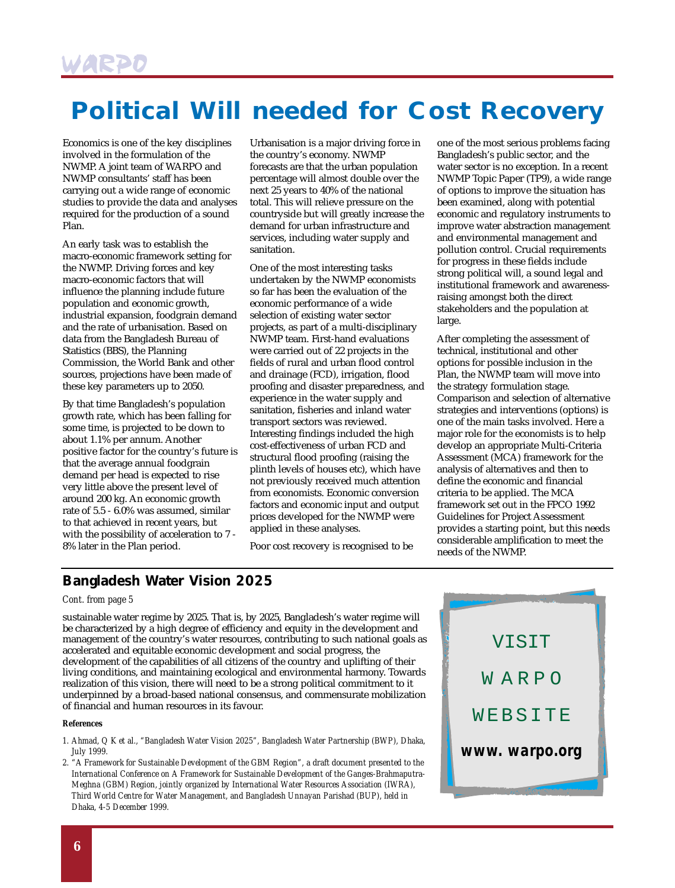# Political Will needed for Cost Recovery

Economics is one of the key disciplines involved in the formulation of the NWMP. A joint team of WARPO and NWMP consultants' staff has been carrying out a wide range of economic studies to provide the data and analyses required for the production of a sound Plan.

An early task was to establish the macro-economic framework setting for the NWMP. Driving forces and key macro-economic factors that will influence the planning include future population and economic growth, industrial expansion, foodgrain demand and the rate of urbanisation. Based on data from the Bangladesh Bureau of Statistics (BBS), the Planning Commission, the World Bank and other sources, projections have been made of these key parameters up to 2050.

By that time Bangladesh's population growth rate, which has been falling for some time, is projected to be down to about 1.1% per annum. Another positive factor for the country's future is that the average annual foodgrain demand per head is expected to rise very little above the present level of around 200 kg. An economic growth rate of 5.5 - 6.0% was assumed, similar to that achieved in recent years, but with the possibility of acceleration to 7 - 8% later in the Plan period.

Urbanisation is a major driving force in the country's economy. NWMP forecasts are that the urban population percentage will almost double over the next 25 years to 40% of the national total. This will relieve pressure on the countryside but will greatly increase the demand for urban infrastructure and services, including water supply and sanitation.

One of the most interesting tasks undertaken by the NWMP economists so far has been the evaluation of the economic performance of a wide selection of existing water sector projects, as part of a multi-disciplinary NWMP team. First-hand evaluations were carried out of 22 projects in the fields of rural and urban flood control and drainage (FCD), irrigation, flood proofing and disaster preparedness, and experience in the water supply and sanitation, fisheries and inland water transport sectors was reviewed. Interesting findings included the high cost-effectiveness of urban FCD and structural flood proofing (raising the plinth levels of houses etc), which have not previously received much attention from economists. Economic conversion factors and economic input and output prices developed for the NWMP were applied in these analyses.

Poor cost recovery is recognised to be one of the most serious problems facing Bangladesh's public sector, and the water sector is no exception. In a recent NWMP Topic Paper (TP9), a wide range of options to improve the situation has been examined, along with potential economic and regulatory instruments to improve water abstraction management and environmental management and pollution control. Crucial requirements for progress in these fields include strong political will, a sound legal and institutional framework and awareness-raising amongst both the direct stakeholders and the population at large.

After completing the assessment of technical, institutional and other options for possible inclusion in the Plan, the NWMP team will move into the strategy formulation stage. Comparison and selection of alternative strategies and interventions (options) is one of the main tasks involved. Here a major role for the economists is to help develop an appropriate Multi-Criteria Assessment (MCA) framework for the analysis of alternatives and then to define the economic and financial criteria to be applied. The MCA framework set out in the FPCO 1992 Guidelines for Project Assessment provides a starting point, but this needs considerable amplification to meet the needs of the NWMP.

## Bangladesh Water Vision 2025

*Cont. from page 5*

sustainable water regime by 2025. That is, by 2025, Bangladesh's water regime will be characterized by a high degree of efficiency and equity in the development and management of the country's water resources, contributing to such national goals as accelerated and equitable economic development and social progress, the development of the capabilities of all citizens of the country and uplifting of their living conditions, and maintaining ecological and environmental harmony. Towards realization of this vision, there will need to be a strong political commitment to it underpinned by a broad-based national consensus, and commensurate mobilization of financial and human resources in its favour.

**References**

1. *Ahmad, Q K et al., "Bangladesh Water Vision 2025", Bangladesh Water Partnership (BWP), Dhaka, July 1999.*
2. *"A Framework for Sustainable Development of the GBM Region", a draft document presented to the International Conference on A Framework for Sustainable Development of the Ganges-Brahmaputra-Meghna (GBM) Region, jointly organized by International Water Resources Association (IWRA), Third World Centre for Water Management, and Bangladesh Unnayan Parishad (BUP), held in Dhaka, 4-5 December 1999.*

VISIT WARPO WEBSITE

**www. warpo.org**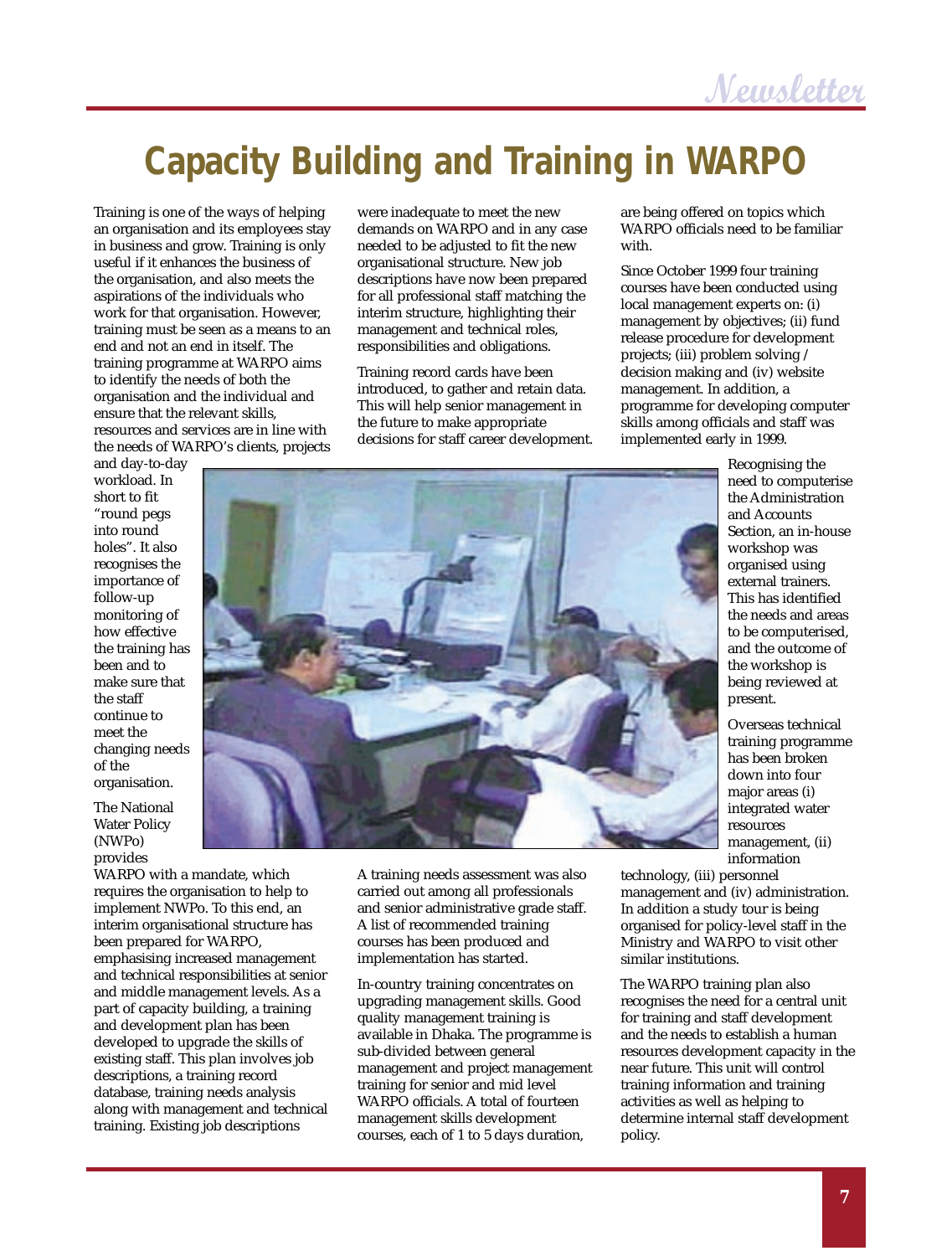# Capacity Building and Training in WARPO

Training is one of the ways of helping an organisation and its employees stay in business and grow. Training is only useful if it enhances the business of the organisation, and also meets the aspirations of the individuals who work for that organisation. However, training must be seen as a means to an end and not an end in itself. The training programme at WARPO aims to identify the needs of both the organisation and the individual and ensure that the relevant skills, resources and services are in line with the needs of WARPO's clients, projects and day-to-day workload. In short to fit "round pegs into round holes". It also recognises the importance of follow-up monitoring of how effective the training has been and to make sure that the staff continue to meet the changing needs of the organisation.

The National Water Policy (NWPo) provides WARPO with a mandate, which requires the organisation to help to implement NWPo. To this end, an interim organisational structure has been prepared for WARPO, emphasising increased management and technical responsibilities at senior and middle management levels. As a part of capacity building, a training and development plan has been developed to upgrade the skills of existing staff. This plan involves job descriptions, a training record database, training needs analysis along with management and technical training. Existing job descriptions were inadequate to meet the new demands on WARPO and in any case needed to be adjusted to fit the new organisational structure. New job descriptions have now been prepared for all professional staff matching the interim structure, highlighting their management and technical roles, responsibilities and obligations.

Training record cards have been introduced, to gather and retain data. This will help senior management in the future to make appropriate decisions for staff career development.

A training needs assessment was also carried out among all professionals and senior administrative grade staff. A list of recommended training courses has been produced and implementation has started.

In-country training concentrates on upgrading management skills. Good quality management training is available in Dhaka. The programme is sub-divided between general management and project management training for senior and mid level WARPO officials. A total of fourteen management skills development courses, each of 1 to 5 days duration, are being offered on topics which WARPO officials need to be familiar with.

Since October 1999 four training courses have been conducted using local management experts on: (i) management by objectives; (ii) fund release procedure for development projects; (iii) problem solving / decision making and (iv) website management. In addition, a programme for developing computer skills among officials and staff was implemented early in 1999.

Recognising the need to computerise the Administration and Accounts Section, an in-house workshop was organised using external trainers. This has identified the needs and areas to be computerised, and the outcome of the workshop is being reviewed at present.

Overseas technical training programme has been broken down into four major areas (i) integrated water resources management, (ii) information technology, (iii) personnel management and (iv) administration. In addition a study tour is being organised for policy-level staff in the Ministry and WARPO to visit other similar institutions.

The WARPO training plan also recognises the need for a central unit for training and staff development and the needs to establish a human resources development capacity in the near future. This unit will control training information and training activities as well as helping to determine internal staff development policy.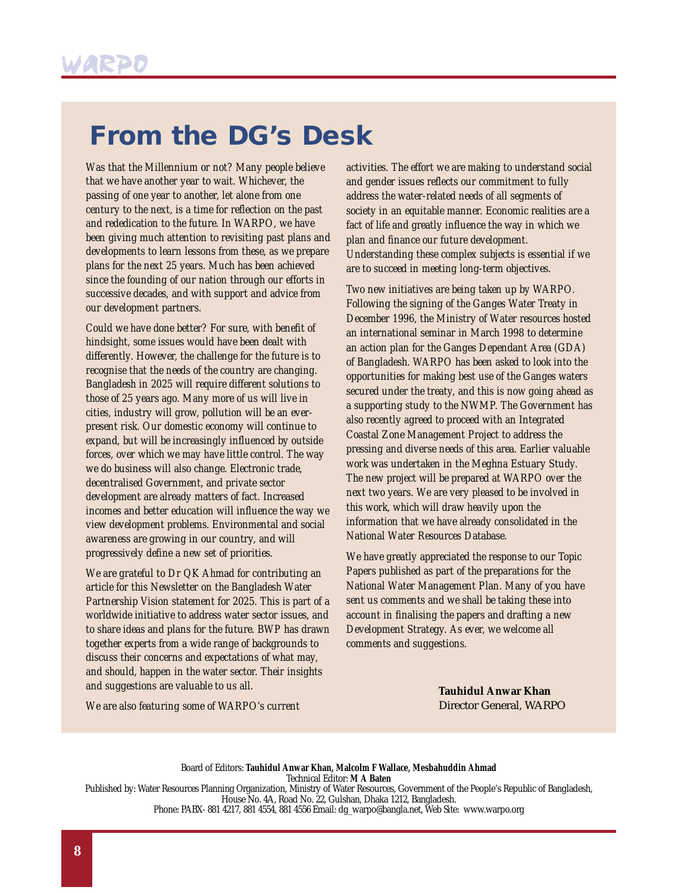# From the DG's Desk

Was that the Millennium or not? Many people believe that we have another year to wait. Whichever, the passing of one year to another, let alone from one century to the next, is a time for reflection on the past and rededication to the future. In WARPO, we have been giving much attention to revisiting past plans and developments to learn lessons from these, as we prepare plans for the next 25 years. Much has been achieved since the founding of our nation through our efforts in successive decades, and with support and advice from our development partners.

Could we have done better? For sure, with benefit of hindsight, some issues would have been dealt with differently. However, the challenge for the future is to recognise that the needs of the country are changing. Bangladesh in 2025 will require different solutions to those of 25 years ago. Many more of us will live in cities, industry will grow, pollution will be an ever-present risk. Our domestic economy will continue to expand, but will be increasingly influenced by outside forces, over which we may have little control. The way we do business will also change. Electronic trade, decentralised Government, and private sector development are already matters of fact. Increased incomes and better education will influence the way we view development problems. Environmental and social awareness are growing in our country, and will progressively define a new set of priorities.

We are grateful to Dr QK Ahmad for contributing an article for this Newsletter on the Bangladesh Water Partnership Vision statement for 2025. This is part of a worldwide initiative to address water sector issues, and to share ideas and plans for the future. BWP has drawn together experts from a wide range of backgrounds to discuss their concerns and expectations of what may, and should, happen in the water sector. Their insights and suggestions are valuable to us all.

We are also featuring some of WARPO's current activities. The effort we are making to understand social and gender issues reflects our commitment to fully address the water-related needs of all segments of society in an equitable manner. Economic realities are a fact of life and greatly influence the way in which we plan and finance our future development. Understanding these complex subjects is essential if we are to succeed in meeting long-term objectives.

Two new initiatives are being taken up by WARPO. Following the signing of the Ganges Water Treaty in December 1996, the Ministry of Water resources hosted an international seminar in March 1998 to determine an action plan for the Ganges Dependant Area (GDA) of Bangladesh. WARPO has been asked to look into the opportunities for making best use of the Ganges waters secured under the treaty, and this is now going ahead as a supporting study to the NWMP. The Government has also recently agreed to proceed with an Integrated Coastal Zone Management Project to address the pressing and diverse needs of this area. Earlier valuable work was undertaken in the Meghna Estuary Study. The new project will be prepared at WARPO over the next two years. We are very pleased to be involved in this work, which will draw heavily upon the information that we have already consolidated in the National Water Resources Database.

We have greatly appreciated the response to our Topic Papers published as part of the preparations for the National Water Management Plan. Many of you have sent us comments and we shall be taking these into account in finalising the papers and drafting a new Development Strategy. As ever, we welcome all comments and suggestions.

**Tauhidul Anwar Khan**
Director General, WARPO

---

Board of Editors: **Tauhidul Anwar Khan, Malcolm F Wallace, Mesbahuddin Ahmad**
Technical Editor: **M A Baten**
Published by: Water Resources Planning Organization, Ministry of Water Resources, Government of the People's Republic of Bangladesh, House No. 4A, Road No. 22, Gulshan, Dhaka 1212, Bangladesh.
Phone: PABX- 881 4217, 881 4554, 881 4556 Email: dg_warpo@bangla.net, Web Site: www.warpo.org